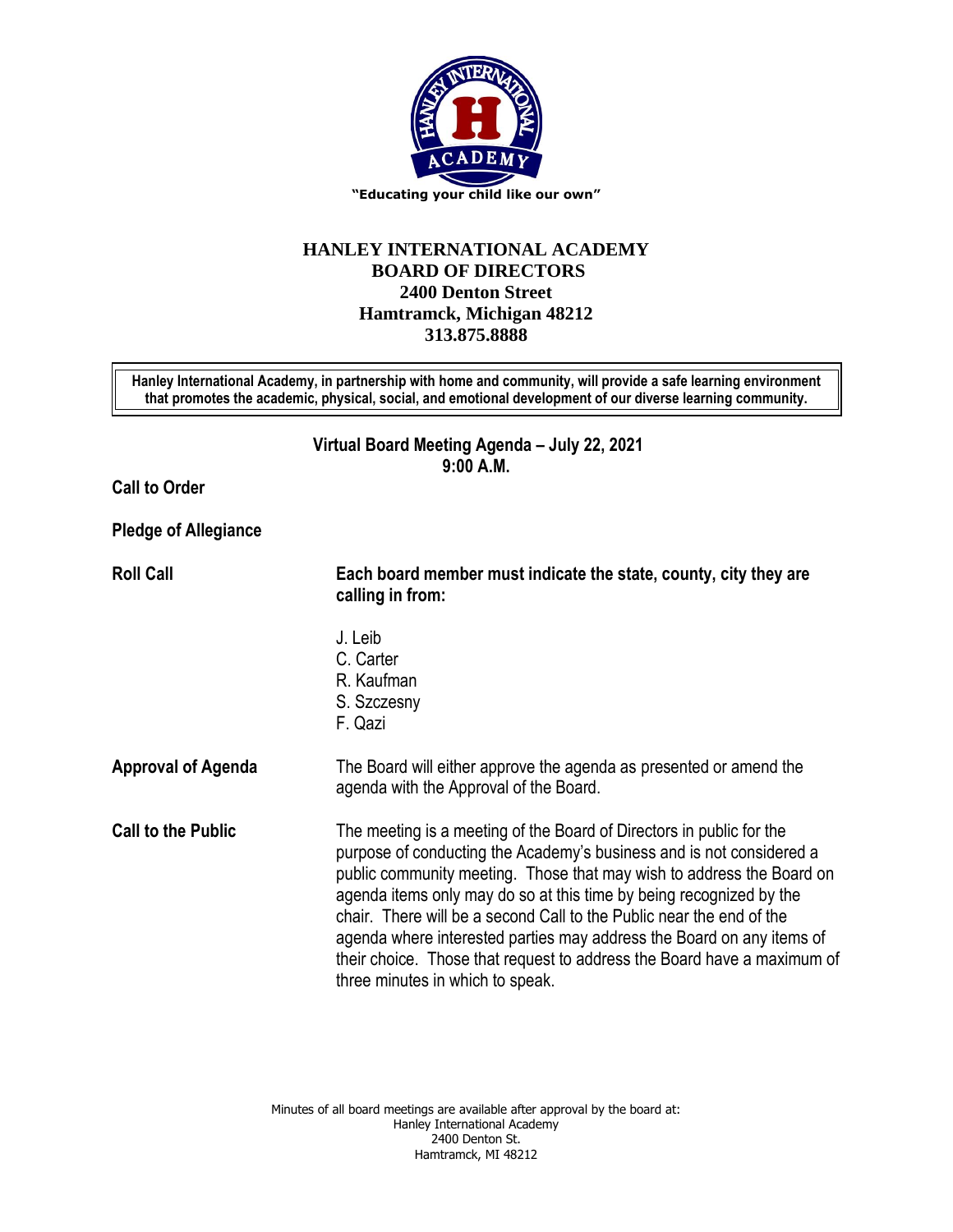"Educating your child like our own"

# HANLEY INTERNATIONAL ACADEMY
## BOARD OF DIRECTORS
**2400 Denton Street**
**Hamtramck, Michigan 48212**
**313.875.8888**

**Hanley International Academy, in partnership with home and community, will provide a safe learning environment that promotes the academic, physical, social, and emotional development of our diverse learning community.**

### Virtual Board Meeting Agenda – July 22, 2021
### 9:00 A.M.

**Call to Order**

**Pledge of Allegiance**

**Roll Call** — **Each board member must indicate the state, county, city they are calling in from:**

J. Leib
C. Carter
R. Kaufman
S. Szczesny
F. Qazi

**Approval of Agenda** — The Board will either approve the agenda as presented or amend the agenda with the Approval of the Board.

**Call to the Public** — The meeting is a meeting of the Board of Directors in public for the purpose of conducting the Academy's business and is not considered a public community meeting. Those that may wish to address the Board on agenda items only may do so at this time by being recognized by the chair. There will be a second Call to the Public near the end of the agenda where interested parties may address the Board on any items of their choice. Those that request to address the Board have a maximum of three minutes in which to speak.

Minutes of all board meetings are available after approval by the board at:
Hanley International Academy
2400 Denton St.
Hamtramck, MI 48212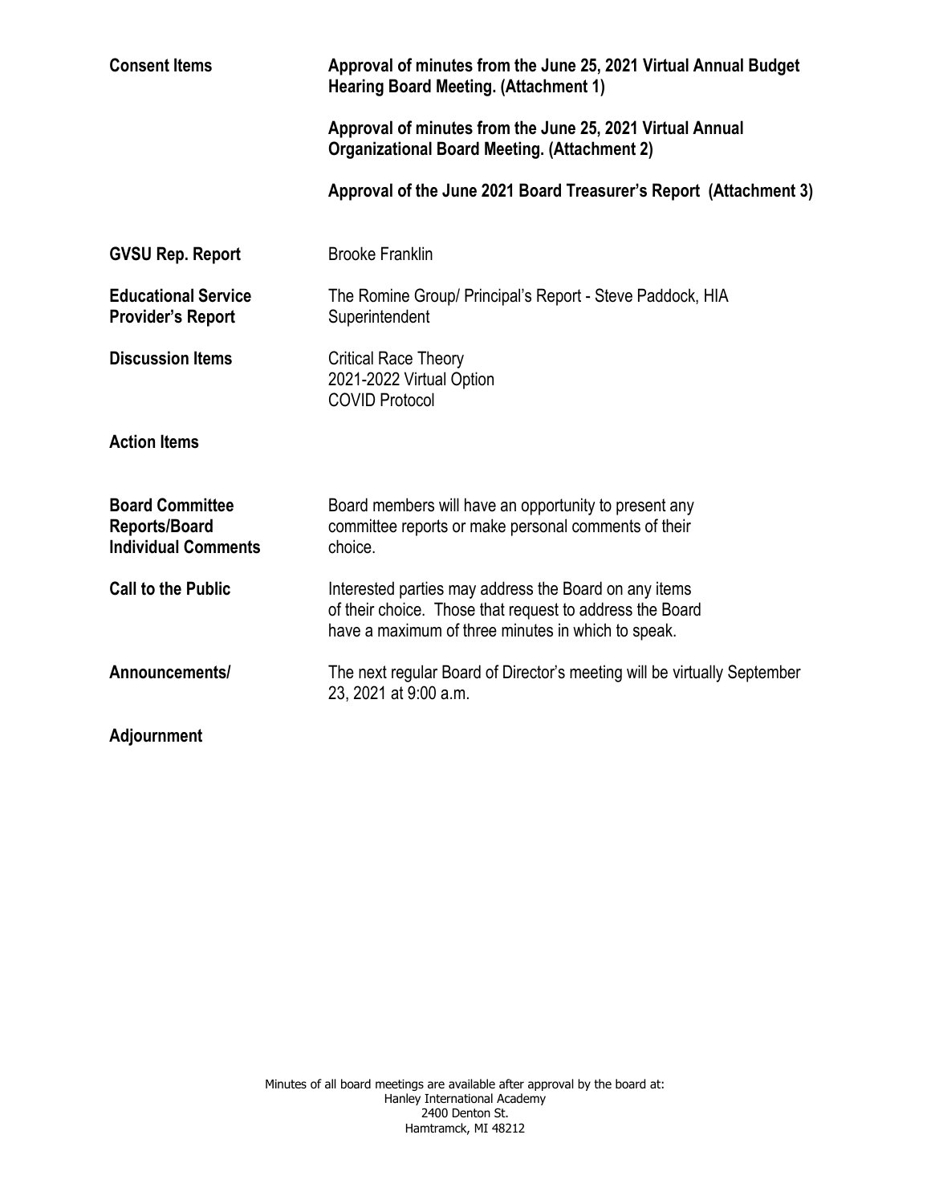| | |
|---|---|
| **Consent Items** | **Approval of minutes from the June 25, 2021 Virtual Annual Budget Hearing Board Meeting. (Attachment 1)**<br><br>**Approval of minutes from the June 25, 2021 Virtual Annual Organizational Board Meeting. (Attachment 2)**<br><br>**Approval of the June 2021 Board Treasurer's Report (Attachment 3)** |
| **GVSU Rep. Report** | Brooke Franklin |
| **Educational Service Provider's Report** | The Romine Group/ Principal's Report - Steve Paddock, HIA Superintendent |
| **Discussion Items** | Critical Race Theory<br>2021-2022 Virtual Option<br>COVID Protocol |
| **Action Items** | |
| **Board Committee Reports/Board Individual Comments** | Board members will have an opportunity to present any committee reports or make personal comments of their choice. |
| **Call to the Public** | Interested parties may address the Board on any items of their choice. Those that request to address the Board have a maximum of three minutes in which to speak. |
| **Announcements/** | The next regular Board of Director's meeting will be virtually September 23, 2021 at 9:00 a.m. |
| **Adjournment** | |

Minutes of all board meetings are available after approval by the board at:
Hanley International Academy
2400 Denton St.
Hamtramck, MI 48212